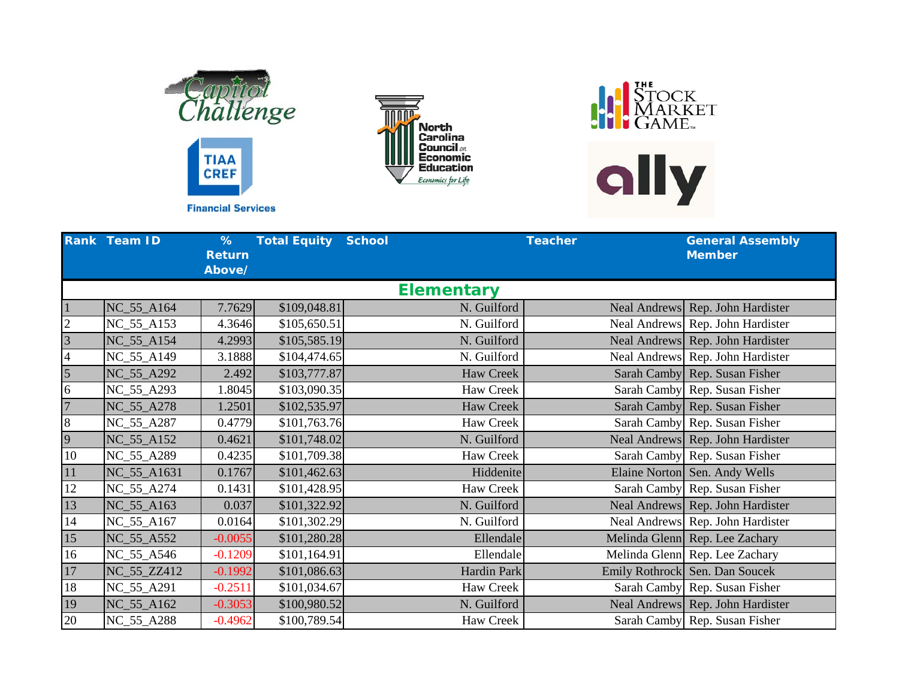| Rank | Team ID | % Return Above/ | Total Equity | School | Teacher | General Assembly Member |
|---|---|---|---|---|---|---|
| **Elementary** | | | | | | |
| 1 | NC_55_A164 | 7.7629 | $109,048.81 | N. Guilford | Neal Andrews | Rep. John Hardister |
| 2 | NC_55_A153 | 4.3646 | $105,650.51 | N. Guilford | Neal Andrews | Rep. John Hardister |
| 3 | NC_55_A154 | 4.2993 | $105,585.19 | N. Guilford | Neal Andrews | Rep. John Hardister |
| 4 | NC_55_A149 | 3.1888 | $104,474.65 | N. Guilford | Neal Andrews | Rep. John Hardister |
| 5 | NC_55_A292 | 2.492 | $103,777.87 | Haw Creek | Sarah Camby | Rep. Susan Fisher |
| 6 | NC_55_A293 | 1.8045 | $103,090.35 | Haw Creek | Sarah Camby | Rep. Susan Fisher |
| 7 | NC_55_A278 | 1.2501 | $102,535.97 | Haw Creek | Sarah Camby | Rep. Susan Fisher |
| 8 | NC_55_A287 | 0.4779 | $101,763.76 | Haw Creek | Sarah Camby | Rep. Susan Fisher |
| 9 | NC_55_A152 | 0.4621 | $101,748.02 | N. Guilford | Neal Andrews | Rep. John Hardister |
| 10 | NC_55_A289 | 0.4235 | $101,709.38 | Haw Creek | Sarah Camby | Rep. Susan Fisher |
| 11 | NC_55_A1631 | 0.1767 | $101,462.63 | Hiddenite | Elaine Norton | Sen. Andy Wells |
| 12 | NC_55_A274 | 0.1431 | $101,428.95 | Haw Creek | Sarah Camby | Rep. Susan Fisher |
| 13 | NC_55_A163 | 0.037 | $101,322.92 | N. Guilford | Neal Andrews | Rep. John Hardister |
| 14 | NC_55_A167 | 0.0164 | $101,302.29 | N. Guilford | Neal Andrews | Rep. John Hardister |
| 15 | NC_55_A552 | -0.0055 | $101,280.28 | Ellendale | Melinda Glenn | Rep. Lee Zachary |
| 16 | NC_55_A546 | -0.1209 | $101,164.91 | Ellendale | Melinda Glenn | Rep. Lee Zachary |
| 17 | NC_55_ZZ412 | -0.1992 | $101,086.63 | Hardin Park | Emily Rothrock | Sen. Dan Soucek |
| 18 | NC_55_A291 | -0.2511 | $101,034.67 | Haw Creek | Sarah Camby | Rep. Susan Fisher |
| 19 | NC_55_A162 | -0.3053 | $100,980.52 | N. Guilford | Neal Andrews | Rep. John Hardister |
| 20 | NC_55_A288 | -0.4962 | $100,789.54 | Haw Creek | Sarah Camby | Rep. Susan Fisher |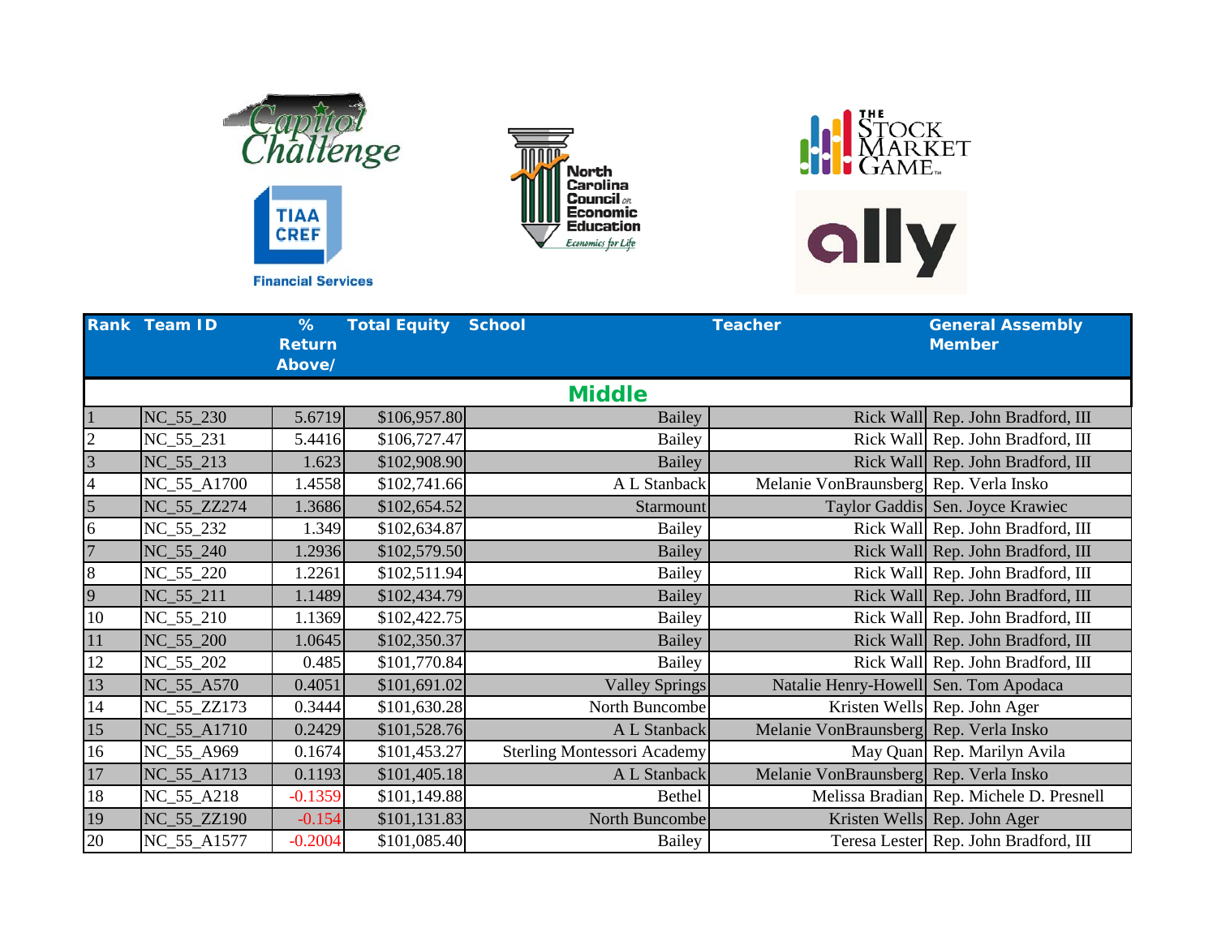| Rank | Team ID | % Return Above/ | Total Equity | School | Teacher | General Assembly Member |
|---|---|---|---|---|---|---|
| **Middle** | | | | | | |
| 1 | NC_55_230 | 5.6719 | $106,957.80 | Bailey | Rick Wall | Rep. John Bradford, III |
| 2 | NC_55_231 | 5.4416 | $106,727.47 | Bailey | Rick Wall | Rep. John Bradford, III |
| 3 | NC_55_213 | 1.623 | $102,908.90 | Bailey | Rick Wall | Rep. John Bradford, III |
| 4 | NC_55_A1700 | 1.4558 | $102,741.66 | A L Stanback | Melanie VonBraunsberg | Rep. Verla Insko |
| 5 | NC_55_ZZ274 | 1.3686 | $102,654.52 | Starmount | Taylor Gaddis | Sen. Joyce Krawiec |
| 6 | NC_55_232 | 1.349 | $102,634.87 | Bailey | Rick Wall | Rep. John Bradford, III |
| 7 | NC_55_240 | 1.2936 | $102,579.50 | Bailey | Rick Wall | Rep. John Bradford, III |
| 8 | NC_55_220 | 1.2261 | $102,511.94 | Bailey | Rick Wall | Rep. John Bradford, III |
| 9 | NC_55_211 | 1.1489 | $102,434.79 | Bailey | Rick Wall | Rep. John Bradford, III |
| 10 | NC_55_210 | 1.1369 | $102,422.75 | Bailey | Rick Wall | Rep. John Bradford, III |
| 11 | NC_55_200 | 1.0645 | $102,350.37 | Bailey | Rick Wall | Rep. John Bradford, III |
| 12 | NC_55_202 | 0.485 | $101,770.84 | Bailey | Rick Wall | Rep. John Bradford, III |
| 13 | NC_55_A570 | 0.4051 | $101,691.02 | Valley Springs | Natalie Henry-Howell | Sen. Tom Apodaca |
| 14 | NC_55_ZZ173 | 0.3444 | $101,630.28 | North Buncombe | Kristen Wells | Rep. John Ager |
| 15 | NC_55_A1710 | 0.2429 | $101,528.76 | A L Stanback | Melanie VonBraunsberg | Rep. Verla Insko |
| 16 | NC_55_A969 | 0.1674 | $101,453.27 | Sterling Montessori Academy | May Quan | Rep. Marilyn Avila |
| 17 | NC_55_A1713 | 0.1193 | $101,405.18 | A L Stanback | Melanie VonBraunsberg | Rep. Verla Insko |
| 18 | NC_55_A218 | -0.1359 | $101,149.88 | Bethel | Melissa Bradian | Rep. Michele D. Presnell |
| 19 | NC_55_ZZ190 | -0.154 | $101,131.83 | North Buncombe | Kristen Wells | Rep. John Ager |
| 20 | NC_55_A1577 | -0.2004 | $101,085.40 | Bailey | Teresa Lester | Rep. John Bradford, III |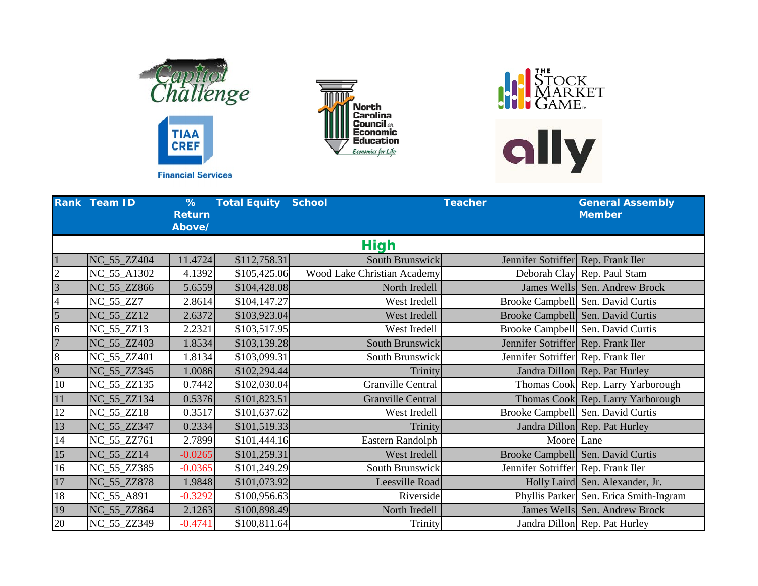| Rank | Team ID | % Return Above/ | Total Equity | School | Teacher | General Assembly Member |
|---|---|---|---|---|---|---|
| **High** | | | | | | |
| 1 | NC_55_ZZ404 | 11.4724 | $112,758.31 | South Brunswick | Jennifer Sotriffer | Rep. Frank Iler |
| 2 | NC_55_A1302 | 4.1392 | $105,425.06 | Wood Lake Christian Academy | Deborah Clay | Rep. Paul Stam |
| 3 | NC_55_ZZ866 | 5.6559 | $104,428.08 | North Iredell | James Wells | Sen. Andrew Brock |
| 4 | NC_55_ZZ7 | 2.8614 | $104,147.27 | West Iredell | Brooke Campbell | Sen. David Curtis |
| 5 | NC_55_ZZ12 | 2.6372 | $103,923.04 | West Iredell | Brooke Campbell | Sen. David Curtis |
| 6 | NC_55_ZZ13 | 2.2321 | $103,517.95 | West Iredell | Brooke Campbell | Sen. David Curtis |
| 7 | NC_55_ZZ403 | 1.8534 | $103,139.28 | South Brunswick | Jennifer Sotriffer | Rep. Frank Iler |
| 8 | NC_55_ZZ401 | 1.8134 | $103,099.31 | South Brunswick | Jennifer Sotriffer | Rep. Frank Iler |
| 9 | NC_55_ZZ345 | 1.0086 | $102,294.44 | Trinity | Jandra Dillon | Rep. Pat Hurley |
| 10 | NC_55_ZZ135 | 0.7442 | $102,030.04 | Granville Central | Thomas Cook | Rep. Larry Yarborough |
| 11 | NC_55_ZZ134 | 0.5376 | $101,823.51 | Granville Central | Thomas Cook | Rep. Larry Yarborough |
| 12 | NC_55_ZZ18 | 0.3517 | $101,637.62 | West Iredell | Brooke Campbell | Sen. David Curtis |
| 13 | NC_55_ZZ347 | 0.2334 | $101,519.33 | Trinity | Jandra Dillon | Rep. Pat Hurley |
| 14 | NC_55_ZZ761 | 2.7899 | $101,444.16 | Eastern Randolph | Moore | Lane |
| 15 | NC_55_ZZ14 | -0.0265 | $101,259.31 | West Iredell | Brooke Campbell | Sen. David Curtis |
| 16 | NC_55_ZZ385 | -0.0365 | $101,249.29 | South Brunswick | Jennifer Sotriffer | Rep. Frank Iler |
| 17 | NC_55_ZZ878 | 1.9848 | $101,073.92 | Leesville Road | Holly Laird | Sen. Alexander, Jr. |
| 18 | NC_55_A891 | -0.3292 | $100,956.63 | Riverside | Phyllis Parker | Sen. Erica Smith-Ingram |
| 19 | NC_55_ZZ864 | 2.1263 | $100,898.49 | North Iredell | James Wells | Sen. Andrew Brock |
| 20 | NC_55_ZZ349 | -0.4741 | $100,811.64 | Trinity | Jandra Dillon | Rep. Pat Hurley |